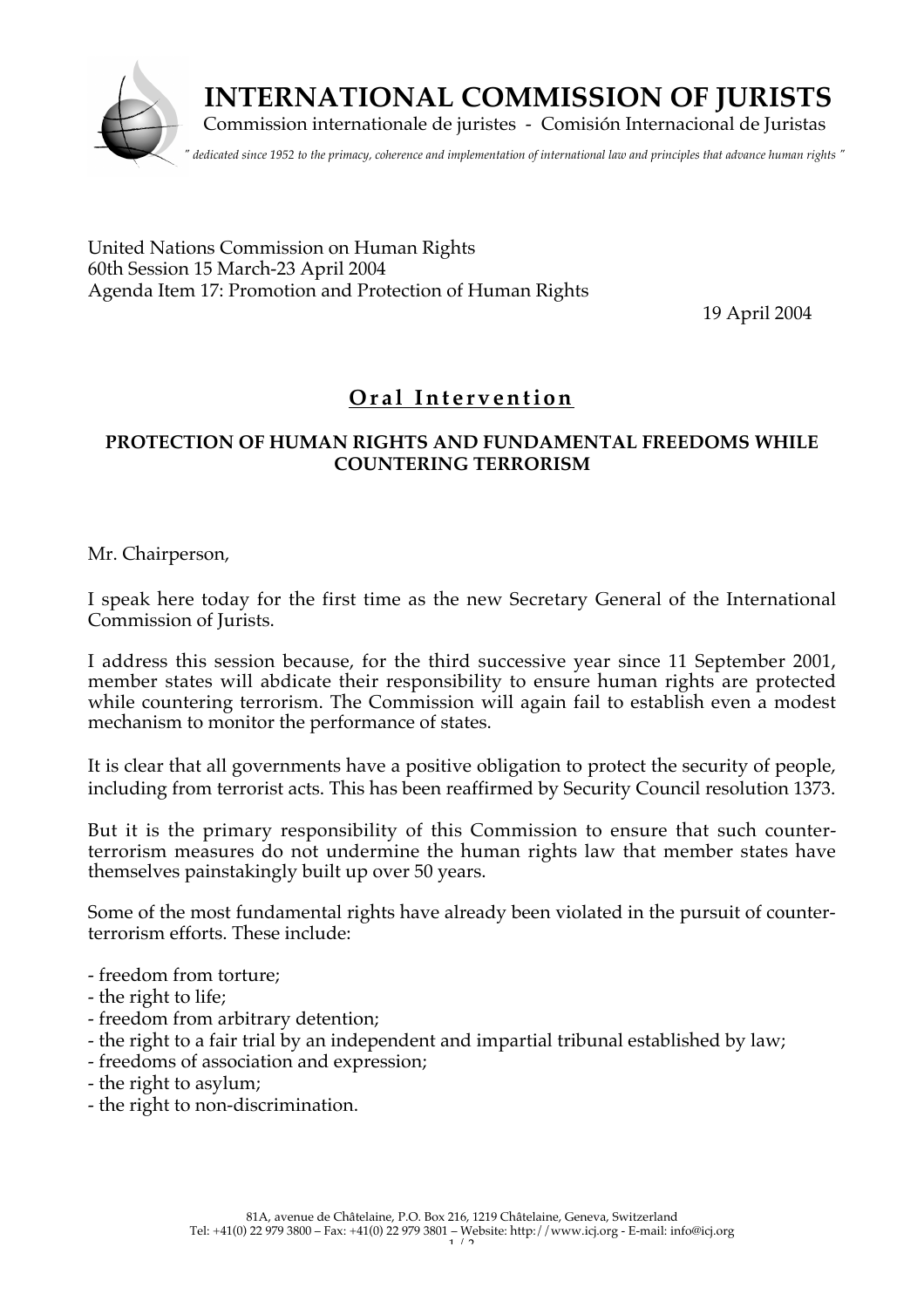# INTERNATIONAL COMMISSION OF JURISTS

Commission internationale de juristes - Comisión Internacional de Juristas

*" dedicated since 1952 to the primacy, coherence and implementation of international law and principles that advance human rights "*

United Nations Commission on Human Rights
60th Session 15 March-23 April 2004
Agenda Item 17: Promotion and Protection of Human Rights

19 April 2004

## Oral Intervention

### PROTECTION OF HUMAN RIGHTS AND FUNDAMENTAL FREEDOMS WHILE COUNTERING TERRORISM

Mr. Chairperson,

I speak here today for the first time as the new Secretary General of the International Commission of Jurists.

I address this session because, for the third successive year since 11 September 2001, member states will abdicate their responsibility to ensure human rights are protected while countering terrorism. The Commission will again fail to establish even a modest mechanism to monitor the performance of states.

It is clear that all governments have a positive obligation to protect the security of people, including from terrorist acts. This has been reaffirmed by Security Council resolution 1373.

But it is the primary responsibility of this Commission to ensure that such counter-terrorism measures do not undermine the human rights law that member states have themselves painstakingly built up over 50 years.

Some of the most fundamental rights have already been violated in the pursuit of counter-terrorism efforts. These include:

- freedom from torture;
- the right to life;
- freedom from arbitrary detention;
- the right to a fair trial by an independent and impartial tribunal established by law;
- freedoms of association and expression;
- the right to asylum;
- the right to non-discrimination.

81A, avenue de Châtelaine, P.O. Box 216, 1219 Châtelaine, Geneva, Switzerland
Tel: +41(0) 22 979 3800 – Fax: +41(0) 22 979 3801 – Website: http://www.icj.org - E-mail: info@icj.org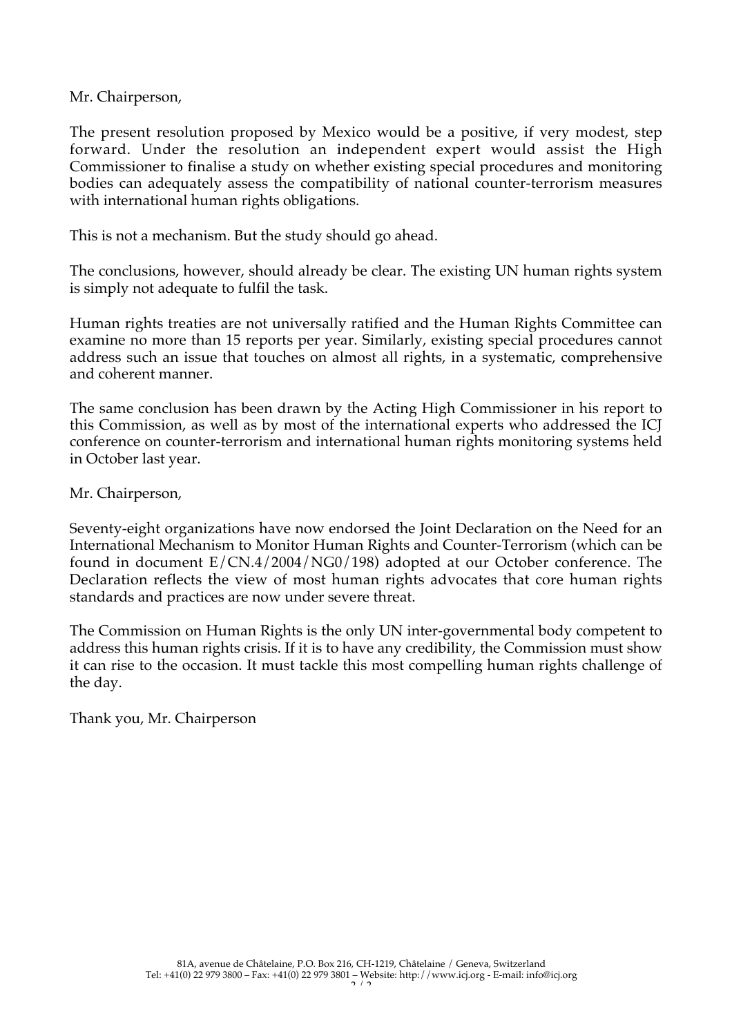Mr. Chairperson,

The present resolution proposed by Mexico would be a positive, if very modest, step forward. Under the resolution an independent expert would assist the High Commissioner to finalise a study on whether existing special procedures and monitoring bodies can adequately assess the compatibility of national counter-terrorism measures with international human rights obligations.

This is not a mechanism. But the study should go ahead.

The conclusions, however, should already be clear. The existing UN human rights system is simply not adequate to fulfil the task.

Human rights treaties are not universally ratified and the Human Rights Committee can examine no more than 15 reports per year. Similarly, existing special procedures cannot address such an issue that touches on almost all rights, in a systematic, comprehensive and coherent manner.

The same conclusion has been drawn by the Acting High Commissioner in his report to this Commission, as well as by most of the international experts who addressed the ICJ conference on counter-terrorism and international human rights monitoring systems held in October last year.

Mr. Chairperson,

Seventy-eight organizations have now endorsed the Joint Declaration on the Need for an International Mechanism to Monitor Human Rights and Counter-Terrorism (which can be found in document E/CN.4/2004/NG0/198) adopted at our October conference. The Declaration reflects the view of most human rights advocates that core human rights standards and practices are now under severe threat.

The Commission on Human Rights is the only UN inter-governmental body competent to address this human rights crisis. If it is to have any credibility, the Commission must show it can rise to the occasion. It must tackle this most compelling human rights challenge of the day.

Thank you, Mr. Chairperson